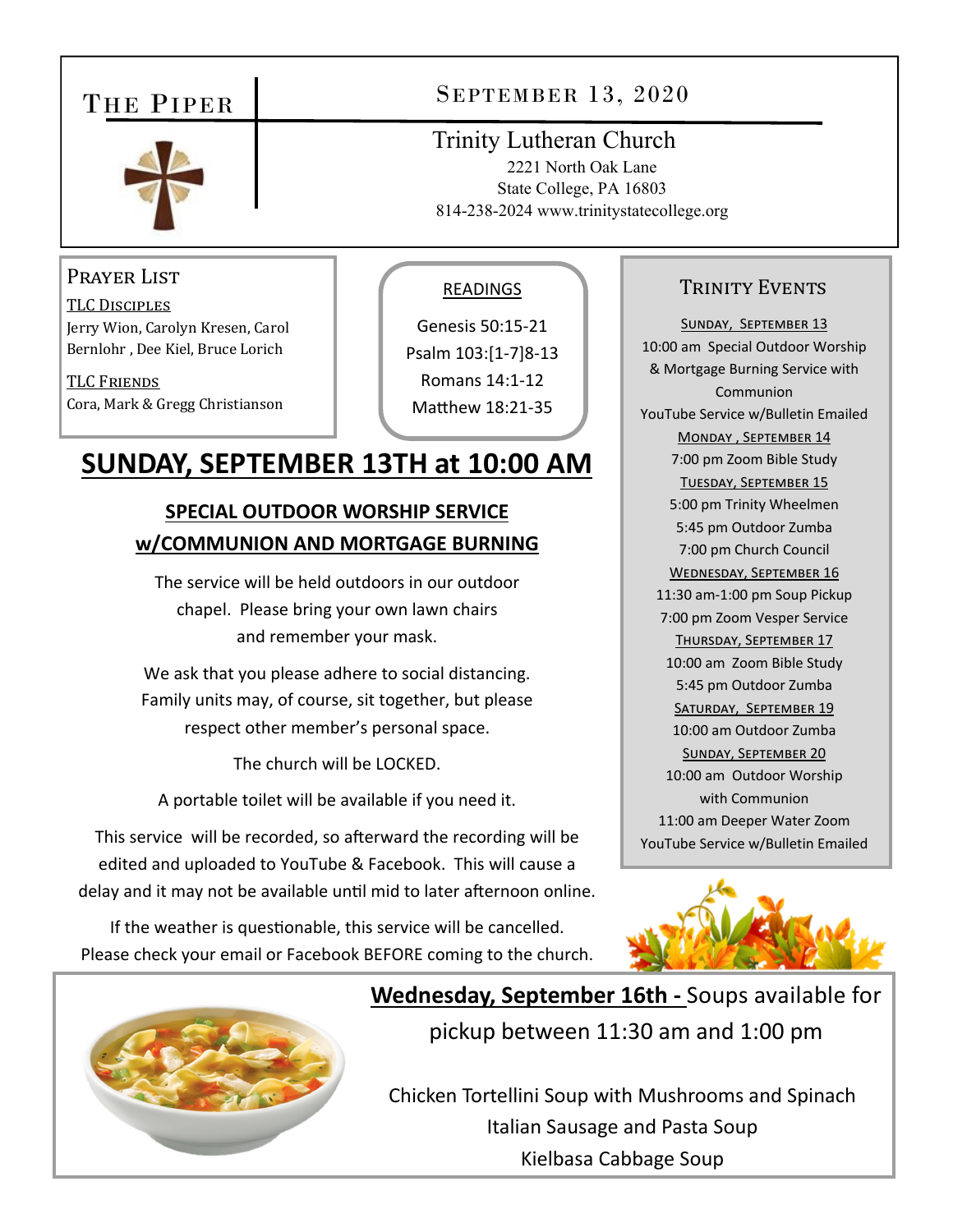# The Piper

## September 13, 2020

Trinity Lutheran Church
2221 North Oak Lane
State College, PA 16803
814-238-2024 www.trinitystatecollege.org

### Prayer List

TLC Disciples
Jerry Wion, Carolyn Kresen, Carol Bernlohr , Dee Kiel, Bruce Lorich

TLC Friends
Cora, Mark & Gregg Christianson

### READINGS

Genesis 50:15-21
Psalm 103:[1-7]8-13
Romans 14:1-12
Matthew 18:21-35

# SUNDAY, SEPTEMBER 13TH at 10:00 AM

## SPECIAL OUTDOOR WORSHIP SERVICE w/COMMUNION AND MORTGAGE BURNING

The service will be held outdoors in our outdoor chapel. Please bring your own lawn chairs and remember your mask.

We ask that you please adhere to social distancing. Family units may, of course, sit together, but please respect other member's personal space.

The church will be LOCKED.

A portable toilet will be available if you need it.

This service will be recorded, so afterward the recording will be edited and uploaded to YouTube & Facebook. This will cause a delay and it may not be available until mid to later afternoon online.

If the weather is questionable, this service will be cancelled. Please check your email or Facebook BEFORE coming to the church.

### Trinity Events

Sunday, September 13
10:00 am Special Outdoor Worship & Mortgage Burning Service with Communion
YouTube Service w/Bulletin Emailed

Monday , September 14
7:00 pm Zoom Bible Study

Tuesday, September 15
5:00 pm Trinity Wheelmen
5:45 pm Outdoor Zumba
7:00 pm Church Council

Wednesday, September 16
11:30 am-1:00 pm Soup Pickup
7:00 pm Zoom Vesper Service

Thursday, September 17
10:00 am Zoom Bible Study
5:45 pm Outdoor Zumba

Saturday, September 19
10:00 am Outdoor Zumba

Sunday, September 20
10:00 am Outdoor Worship with Communion
11:00 am Deeper Water Zoom
YouTube Service w/Bulletin Emailed

**Wednesday, September 16th -** Soups available for pickup between 11:30 am and 1:00 pm

Chicken Tortellini Soup with Mushrooms and Spinach
Italian Sausage and Pasta Soup
Kielbasa Cabbage Soup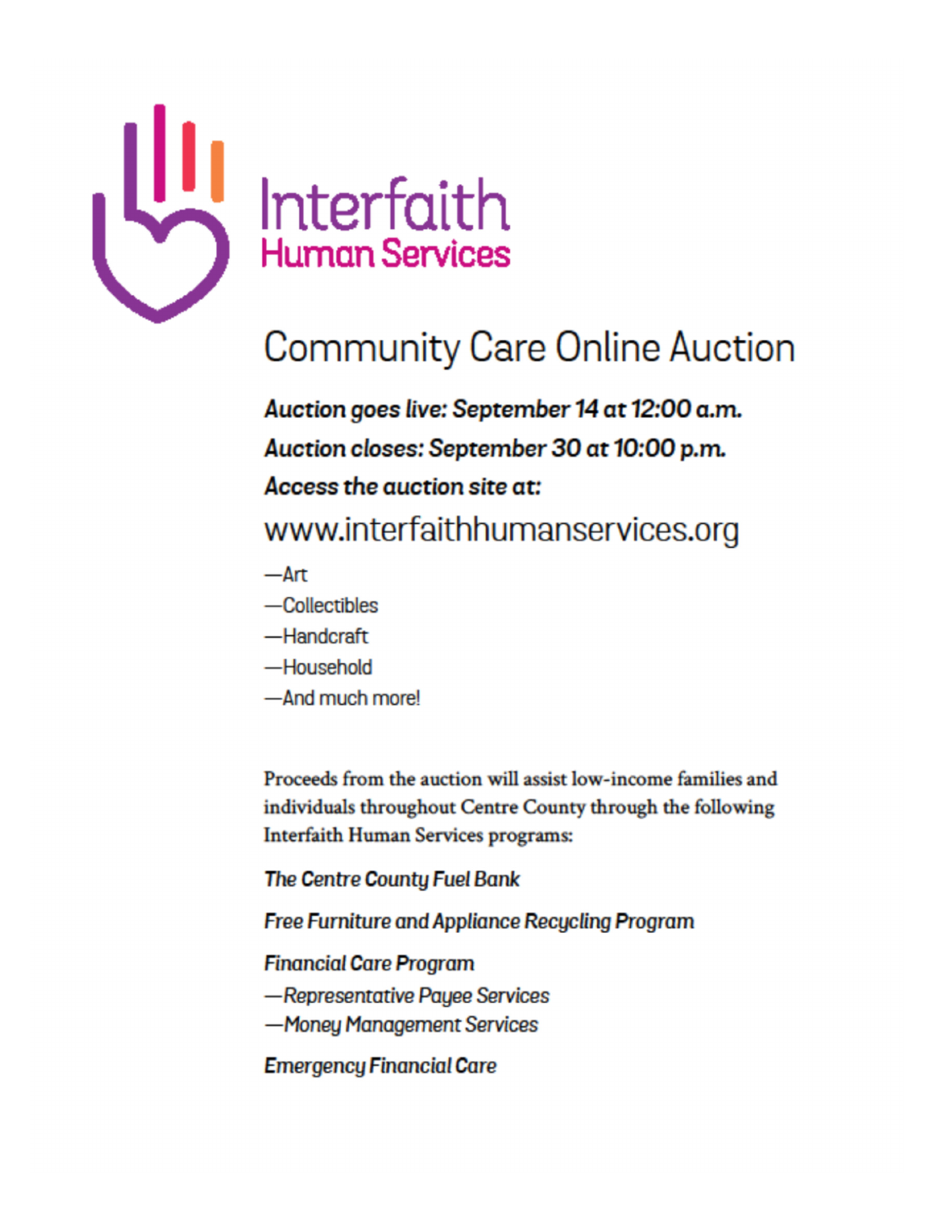# Interfaith

## Human Services

# Community Care Online Auction

***Auction goes live: September 14 at 12:00 a.m.***

***Auction closes: September 30 at 10:00 p.m.***

***Access the auction site at:***

www.interfaithhumanservices.org

—Art
—Collectibles
—Handcraft
—Household
—And much more!

Proceeds from the auction will assist low-income families and individuals throughout Centre County through the following Interfaith Human Services programs:

*The Centre County Fuel Bank*

*Free Furniture and Appliance Recycling Program*

*Financial Care Program*
*—Representative Payee Services*
*—Money Management Services*

*Emergency Financial Care*